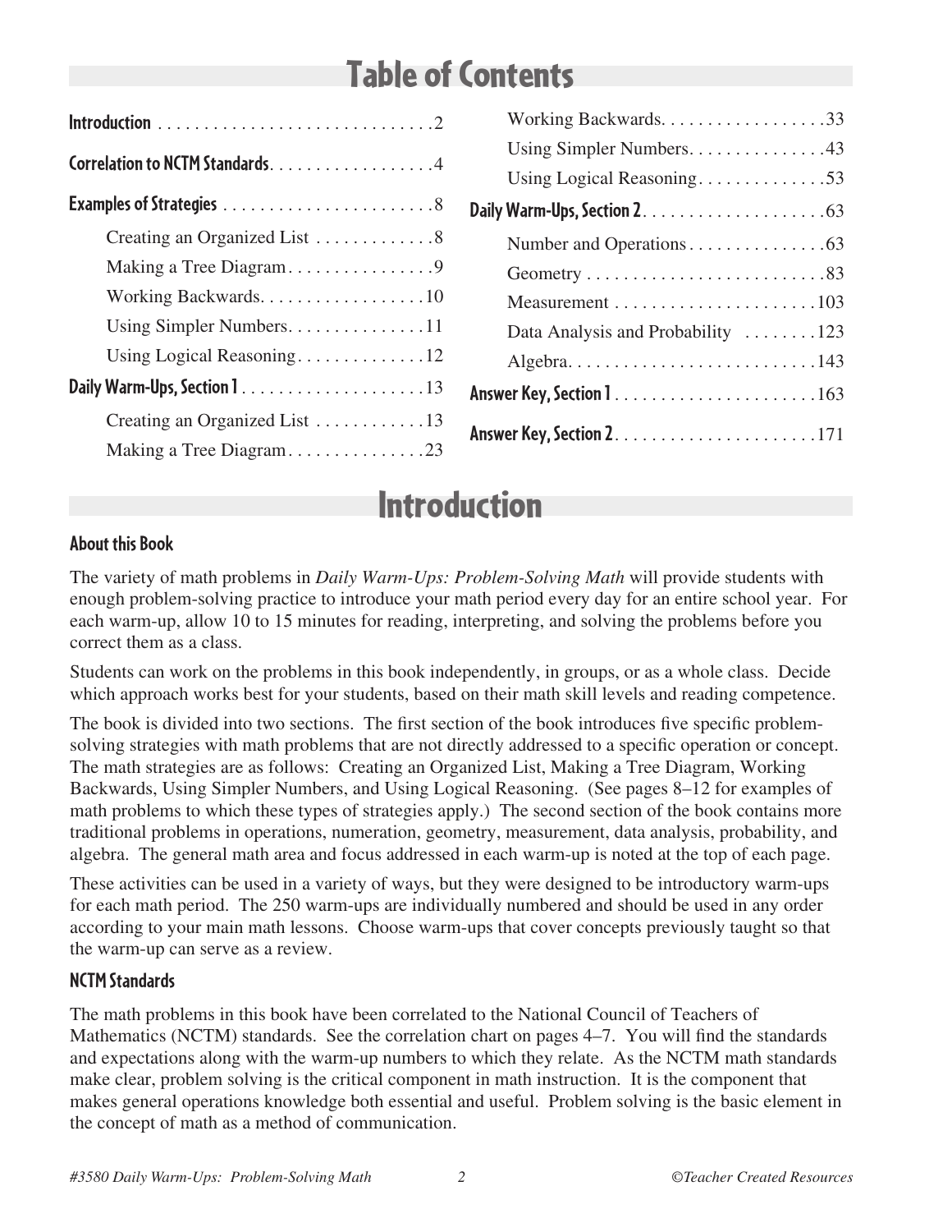# Table of Contents

**Introduction** . . . . . . . . . . . . . . . . . . . . . . . . . . . . . .2

**Correlation to NCTM Standards** . . . . . . . . . . . . . . . . . .4

**Examples of Strategies** . . . . . . . . . . . . . . . . . . . . . . . .8

- Creating an Organized List . . . . . . . . . . . . .8
- Making a Tree Diagram . . . . . . . . . . . . . . . .9
- Working Backwards. . . . . . . . . . . . . . . . . .10
- Using Simpler Numbers. . . . . . . . . . . . . . .11
- Using Logical Reasoning . . . . . . . . . . . . . .12

**Daily Warm-Ups, Section 1** . . . . . . . . . . . . . . . . . . . . .13

- Creating an Organized List . . . . . . . . . . . .13
- Making a Tree Diagram . . . . . . . . . . . . . . .23
- Working Backwards. . . . . . . . . . . . . . . . . .33
- Using Simpler Numbers. . . . . . . . . . . . . . .43
- Using Logical Reasoning . . . . . . . . . . . . . .53

**Daily Warm-Ups, Section 2** . . . . . . . . . . . . . . . . . . . . .63

- Number and Operations . . . . . . . . . . . . . . .63
- Geometry . . . . . . . . . . . . . . . . . . . . . . . . . .83
- Measurement . . . . . . . . . . . . . . . . . . . . . .103
- Data Analysis and Probability . . . . . . . .123
- Algebra. . . . . . . . . . . . . . . . . . . . . . . . . . .143

**Answer Key, Section 1** . . . . . . . . . . . . . . . . . . . . . .163

**Answer Key, Section 2** . . . . . . . . . . . . . . . . . . . . . .171

# Introduction

### About this Book

The variety of math problems in *Daily Warm-Ups: Problem-Solving Math* will provide students with enough problem-solving practice to introduce your math period every day for an entire school year. For each warm-up, allow 10 to 15 minutes for reading, interpreting, and solving the problems before you correct them as a class.

Students can work on the problems in this book independently, in groups, or as a whole class. Decide which approach works best for your students, based on their math skill levels and reading competence.

The book is divided into two sections. The first section of the book introduces five specific problem-solving strategies with math problems that are not directly addressed to a specific operation or concept. The math strategies are as follows: Creating an Organized List, Making a Tree Diagram, Working Backwards, Using Simpler Numbers, and Using Logical Reasoning. (See pages 8–12 for examples of math problems to which these types of strategies apply.) The second section of the book contains more traditional problems in operations, numeration, geometry, measurement, data analysis, probability, and algebra. The general math area and focus addressed in each warm-up is noted at the top of each page.

These activities can be used in a variety of ways, but they were designed to be introductory warm-ups for each math period. The 250 warm-ups are individually numbered and should be used in any order according to your main math lessons. Choose warm-ups that cover concepts previously taught so that the warm-up can serve as a review.

### NCTM Standards

The math problems in this book have been correlated to the National Council of Teachers of Mathematics (NCTM) standards. See the correlation chart on pages 4–7. You will find the standards and expectations along with the warm-up numbers to which they relate. As the NCTM math standards make clear, problem solving is the critical component in math instruction. It is the component that makes general operations knowledge both essential and useful. Problem solving is the basic element in the concept of math as a method of communication.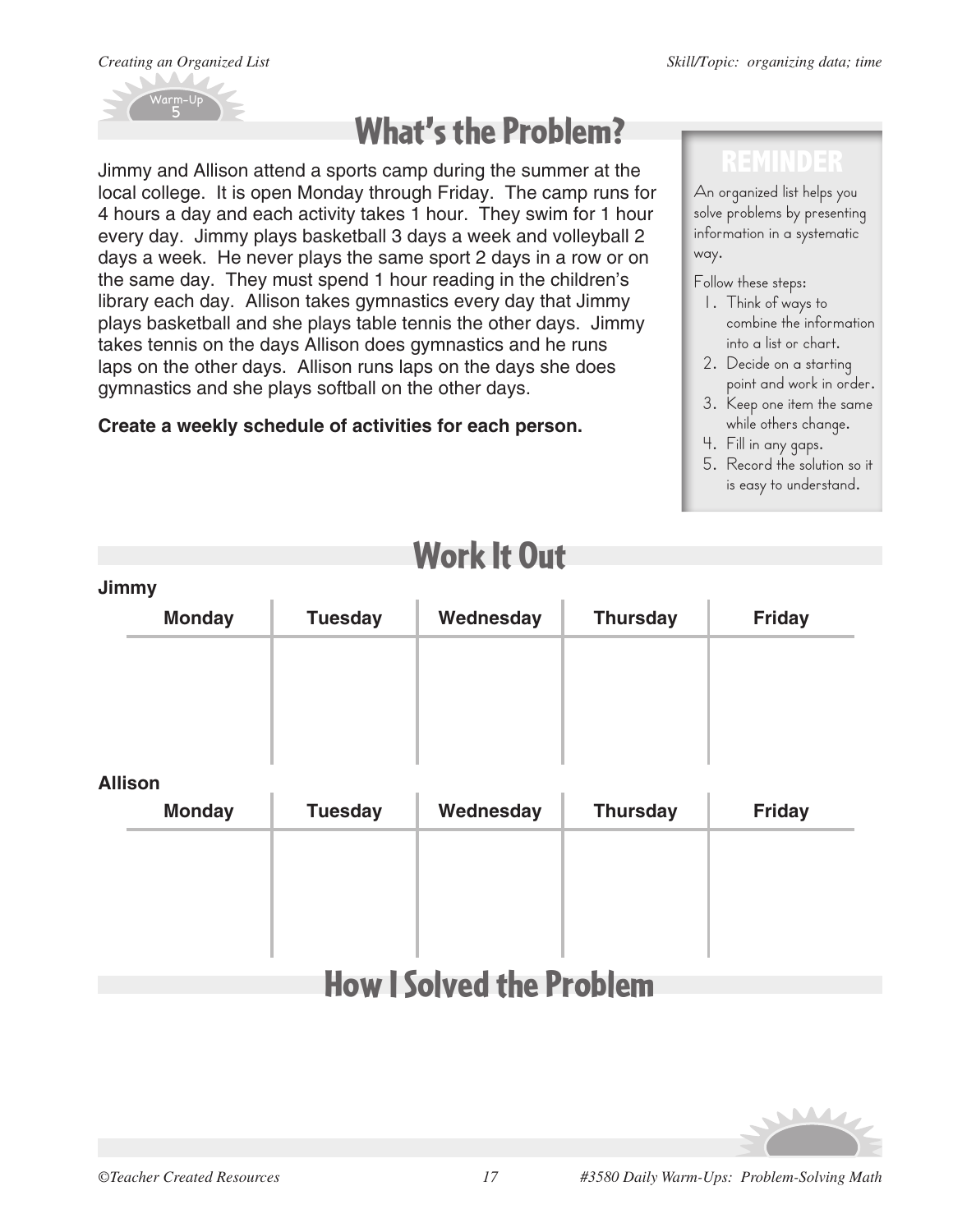Warm-Up 5

# What's the Problem?

Jimmy and Allison attend a sports camp during the summer at the local college. It is open Monday through Friday. The camp runs for 4 hours a day and each activity takes 1 hour. They swim for 1 hour every day. Jimmy plays basketball 3 days a week and volleyball 2 days a week. He never plays the same sport 2 days in a row or on the same day. They must spend 1 hour reading in the children's library each day. Allison takes gymnastics every day that Jimmy plays basketball and she plays table tennis the other days. Jimmy takes tennis on the days Allison does gymnastics and he runs laps on the other days. Allison runs laps on the days she does gymnastics and she plays softball on the other days.

**Create a weekly schedule of activities for each person.**

> **REMINDER**
>
> An organized list helps you solve problems by presenting information in a systematic way.
>
> Follow these steps:
>
> 1. Think of ways to combine the information into a list or chart.
> 2. Decide on a starting point and work in order.
> 3. Keep one item the same while others change.
> 4. Fill in any gaps.
> 5. Record the solution so it is easy to understand.

## Work It Out

**Jimmy**

| Monday | Tuesday | Wednesday | Thursday | Friday |
|---|---|---|---|---|
| | | | | |

**Allison**

| Monday | Tuesday | Wednesday | Thursday | Friday |
|---|---|---|---|---|
| | | | | |

## How I Solved the Problem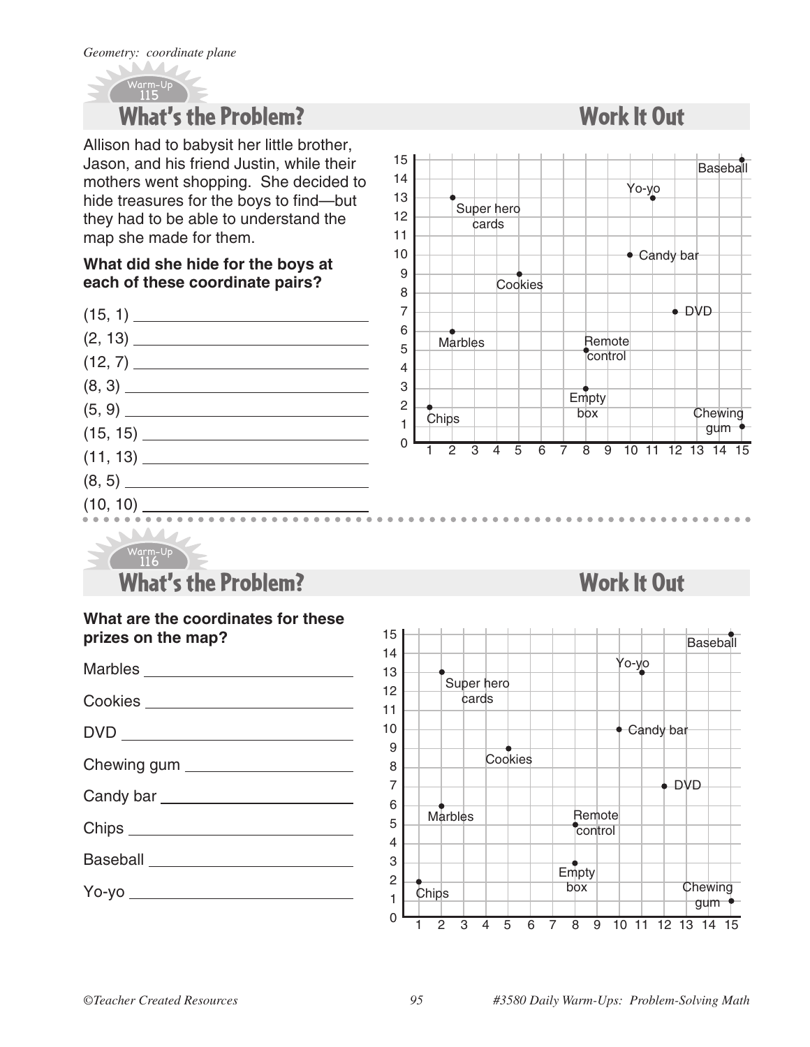*Geometry: coordinate plane*

Warm-Up 115

## What's the Problem?

Allison had to babysit her little brother, Jason, and his friend Justin, while their mothers went shopping. She decided to hide treasures for the boys to find—but they had to be able to understand the map she made for them.

**What did she hide for the boys at each of these coordinate pairs?**

(15, 1) ____________________

(2, 13) ____________________

(12, 7) ____________________

(8, 3) ____________________

(5, 9) ____________________

(15, 15) ____________________

(11, 13) ____________________

(8, 5) ____________________

(10, 10) ____________________

## Work It Out

Warm-Up 116

## What's the Problem?

**What are the coordinates for these prizes on the map?**

Marbles ____________________

Cookies ____________________

DVD ____________________

Chewing gum ____________________

Candy bar ____________________

Chips ____________________

Baseball ____________________

Yo-yo ____________________

## Work It Out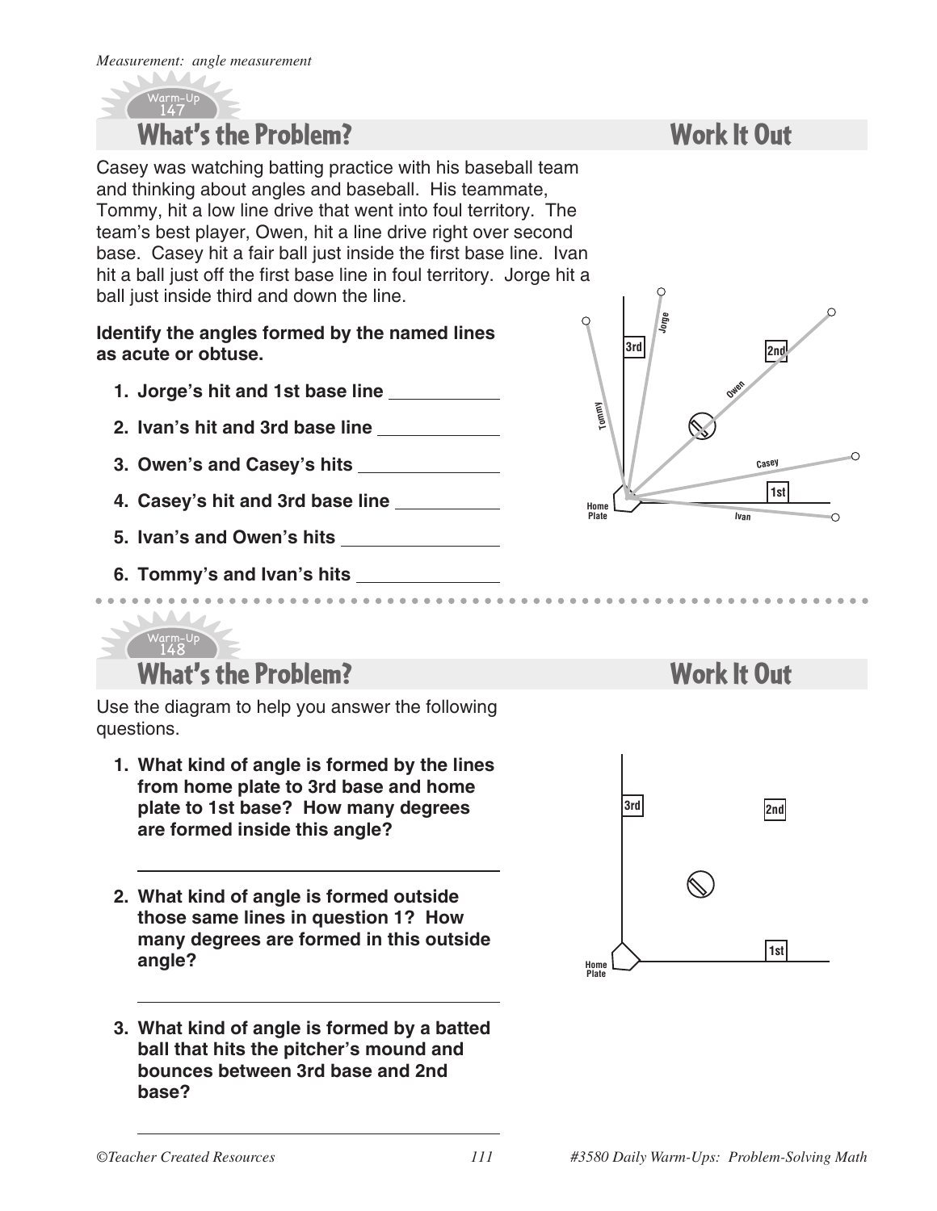*Measurement: angle measurement*

Warm-Up 147

## What's the Problem? — Work It Out

Casey was watching batting practice with his baseball team and thinking about angles and baseball. His teammate, Tommy, hit a low line drive that went into foul territory. The team's best player, Owen, hit a line drive right over second base. Casey hit a fair ball just inside the first base line. Ivan hit a ball just off the first base line in foul territory. Jorge hit a ball just inside third and down the line.

**Identify the angles formed by the named lines as acute or obtuse.**

1. **Jorge's hit and 1st base line** ____________
2. **Ivan's hit and 3rd base line** ____________
3. **Owen's and Casey's hits** ____________
4. **Casey's hit and 3rd base line** ____________
5. **Ivan's and Owen's hits** ____________
6. **Tommy's and Ivan's hits** ____________

Warm-Up 148

## What's the Problem? — Work It Out

Use the diagram to help you answer the following questions.

1. **What kind of angle is formed by the lines from home plate to 3rd base and home plate to 1st base? How many degrees are formed inside this angle?**

   ____________________

2. **What kind of angle is formed outside those same lines in question 1? How many degrees are formed in this outside angle?**

   ____________________

3. **What kind of angle is formed by a batted ball that hits the pitcher's mound and bounces between 3rd base and 2nd base?**

   ____________________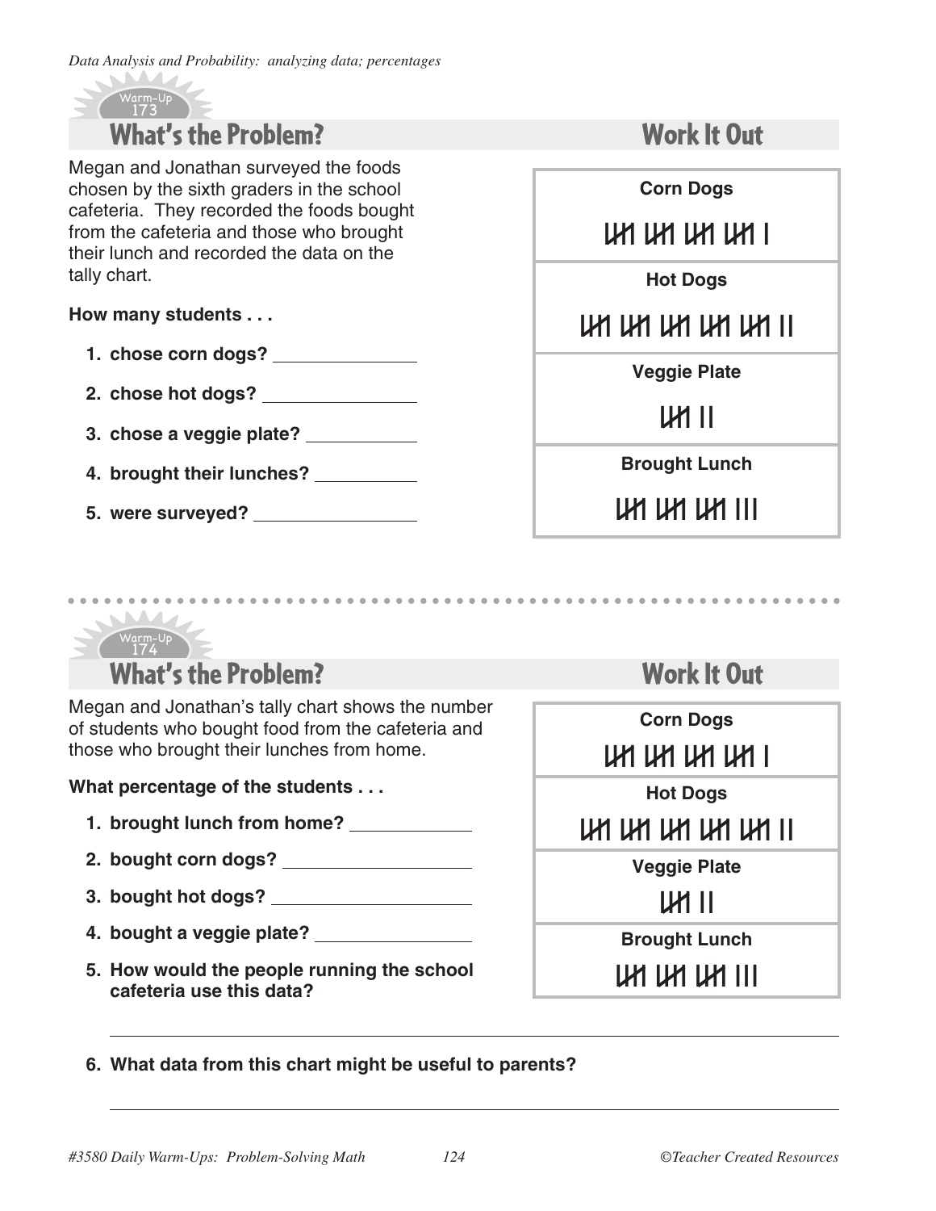*Data Analysis and Probability: analyzing data; percentages*

Warm-Up 173

## What's the Problem?

Megan and Jonathan surveyed the foods chosen by the sixth graders in the school cafeteria. They recorded the foods bought from the cafeteria and those who brought their lunch and recorded the data on the tally chart.

**How many students . . .**

1. **chose corn dogs?** ______________
2. **chose hot dogs?** ______________
3. **chose a veggie plate?** ______________
4. **brought their lunches?** ______________
5. **were surveyed?** ______________

## Work It Out

**Corn Dogs**

卌 卌 卌 卌 |

**Hot Dogs**

卌 卌 卌 卌 卌 ||

**Veggie Plate**

卌 ||

**Brought Lunch**

卌 卌 卌 |||

---

Warm-Up 174

## What's the Problem?

Megan and Jonathan's tally chart shows the number of students who bought food from the cafeteria and those who brought their lunches from home.

**What percentage of the students . . .**

1. **brought lunch from home?** ______________
2. **bought corn dogs?** ______________
3. **bought hot dogs?** ______________
4. **bought a veggie plate?** ______________
5. **How would the people running the school cafeteria use this data?**

______________________________________________

6. **What data from this chart might be useful to parents?**

______________________________________________

## Work It Out

**Corn Dogs**

卌 卌 卌 卌 |

**Hot Dogs**

卌 卌 卌 卌 卌 ||

**Veggie Plate**

卌 ||

**Brought Lunch**

卌 卌 卌 |||